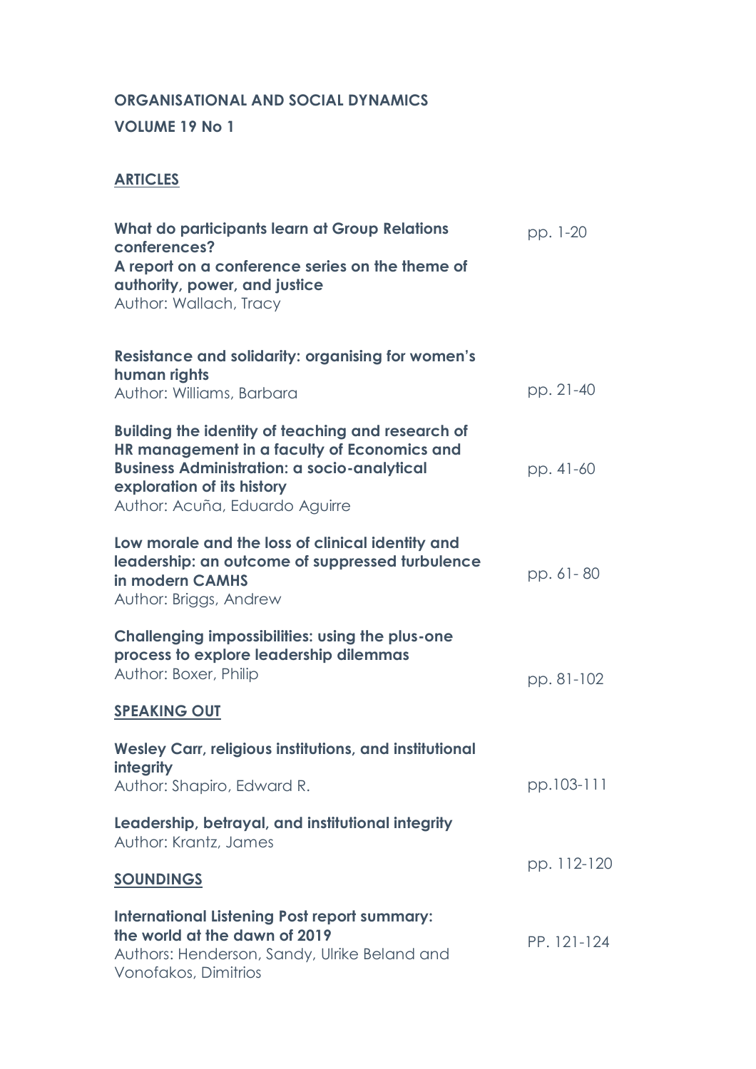# ORGANISATIONAL AND SOCIAL DYNAMICS

## VOLUME 19 No 1

## ARTICLES

| | |
|---|---|
| **What do participants learn at Group Relations conferences?**<br>**A report on a conference series on the theme of authority, power, and justice**<br>Author: Wallach, Tracy | pp. 1-20 |
| **Resistance and solidarity: organising for women's human rights**<br>Author: Williams, Barbara | pp. 21-40 |
| **Building the identity of teaching and research of HR management in a faculty of Economics and Business Administration: a socio-analytical exploration of its history**<br>Author: Acuña, Eduardo Aguirre | pp. 41-60 |
| **Low morale and the loss of clinical identity and leadership: an outcome of suppressed turbulence in modern CAMHS**<br>Author: Briggs, Andrew | pp. 61- 80 |
| **Challenging impossibilities: using the plus-one process to explore leadership dilemmas**<br>Author: Boxer, Philip | pp. 81-102 |

## SPEAKING OUT

| | |
|---|---|
| **Wesley Carr, religious institutions, and institutional integrity**<br>Author: Shapiro, Edward R. | pp.103-111 |
| **Leadership, betrayal, and institutional integrity**<br>Author: Krantz, James | pp. 112-120 |

## SOUNDINGS

| | |
|---|---|
| **International Listening Post report summary: the world at the dawn of 2019**<br>Authors: Henderson, Sandy, Ulrike Beland and Vonofakos, Dimitrios | PP. 121-124 |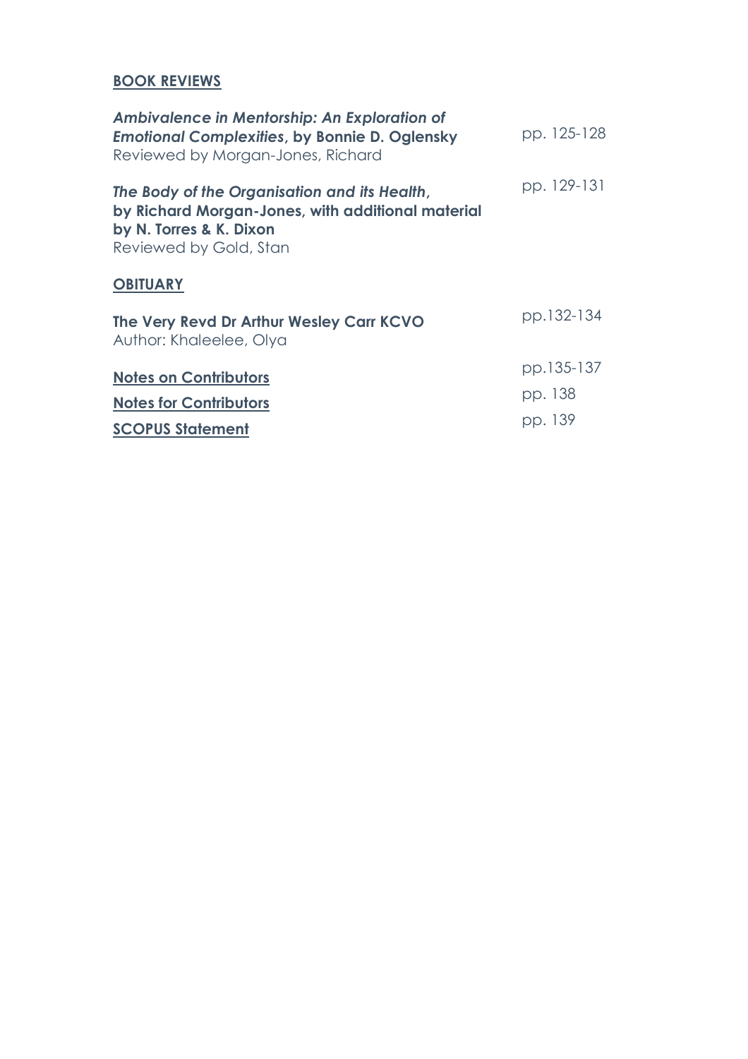**BOOK REVIEWS**

***Ambivalence in Mentorship: An Exploration of Emotional Complexities*, by Bonnie D. Oglensky** — pp. 125-128
Reviewed by Morgan-Jones, Richard

***The Body of the Organisation and its Health*, by Richard Morgan-Jones, with additional material by N. Torres & K. Dixon** — pp. 129-131
Reviewed by Gold, Stan

**OBITUARY**

**The Very Revd Dr Arthur Wesley Carr KCVO** — pp.132-134
Author: Khaleelee, Olya

**Notes on Contributors** — pp.135-137

**Notes for Contributors** — pp. 138

**SCOPUS Statement** — pp. 139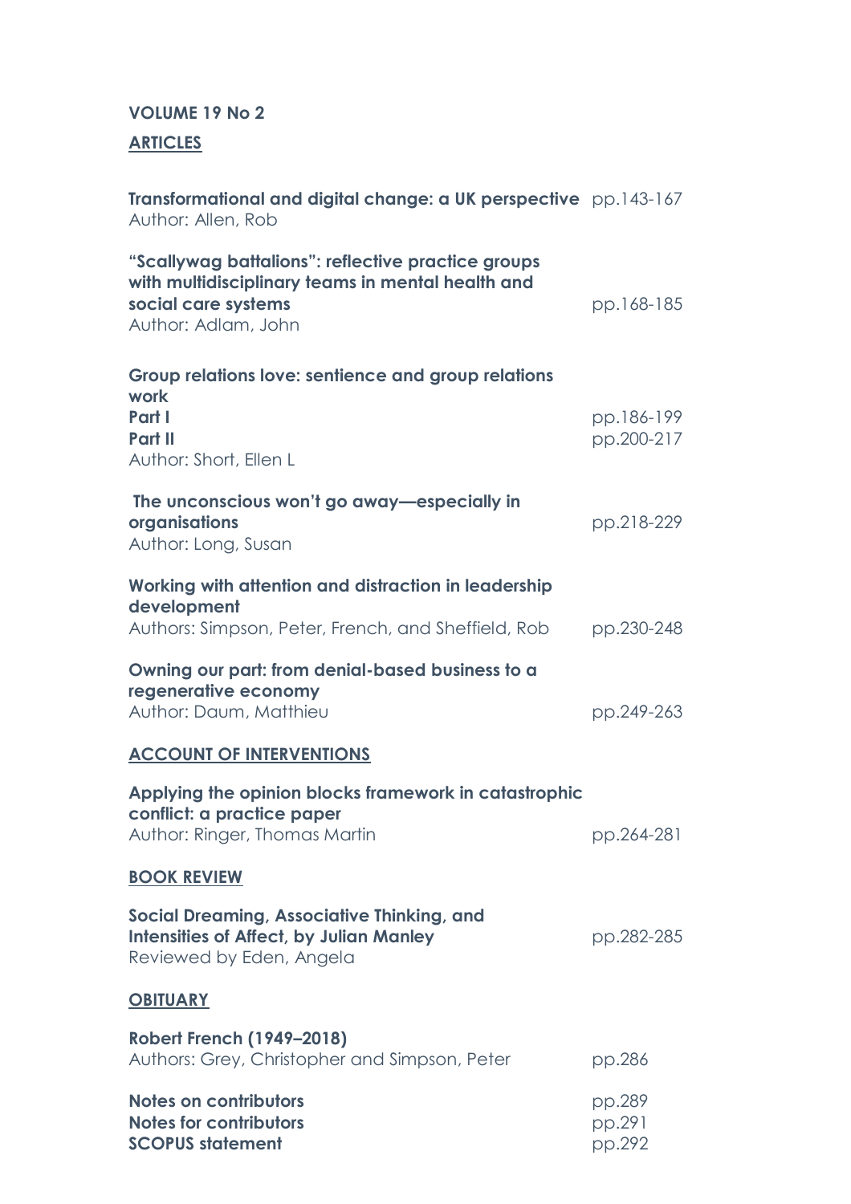**VOLUME 19 No 2**

**ARTICLES**

**Transformational and digital change: a UK perspective** pp.143-167
Author: Allen, Rob

**"Scallywag battalions": reflective practice groups with multidisciplinary teams in mental health and social care systems** pp.168-185
Author: Adlam, John

**Group relations love: sentience and group relations work**
**Part I** pp.186-199
**Part II** pp.200-217
Author: Short, Ellen L

**The unconscious won't go away—especially in organisations** pp.218-229
Author: Long, Susan

**Working with attention and distraction in leadership development**
Authors: Simpson, Peter, French, and Sheffield, Rob pp.230-248

**Owning our part: from denial-based business to a regenerative economy**
Author: Daum, Matthieu pp.249-263

**ACCOUNT OF INTERVENTIONS**

**Applying the opinion blocks framework in catastrophic conflict: a practice paper**
Author: Ringer, Thomas Martin pp.264-281

**BOOK REVIEW**

**Social Dreaming, Associative Thinking, and Intensities of Affect, by Julian Manley** pp.282-285
Reviewed by Eden, Angela

**OBITUARY**

**Robert French (1949–2018)**
Authors: Grey, Christopher and Simpson, Peter pp.286

**Notes on contributors** pp.289
**Notes for contributors** pp.291
**SCOPUS statement** pp.292